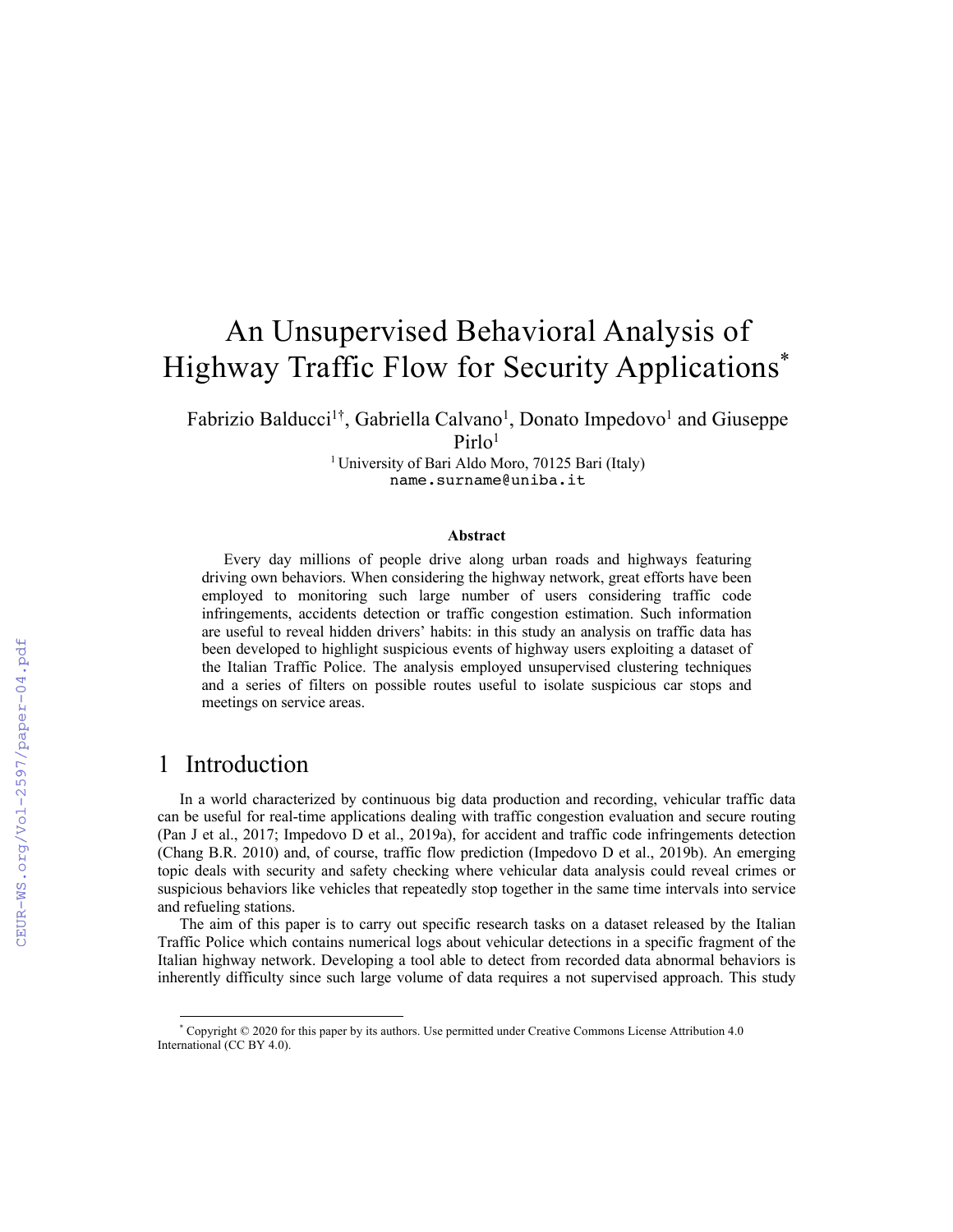# An Unsupervised Behavioral Analysis of Highway Traffic Flow for Security Applications*

Fabrizio Balducci[1†], Gabriella Calvano[1], Donato Impedovo[1] and Giuseppe Pirlo[1]

[1] University of Bari Aldo Moro, 70125 Bari (Italy)
name.surname@uniba.it

### Abstract

Every day millions of people drive along urban roads and highways featuring driving own behaviors. When considering the highway network, great efforts have been employed to monitoring such large number of users considering traffic code infringements, accidents detection or traffic congestion estimation. Such information are useful to reveal hidden drivers' habits: in this study an analysis on traffic data has been developed to highlight suspicious events of highway users exploiting a dataset of the Italian Traffic Police. The analysis employed unsupervised clustering techniques and a series of filters on possible routes useful to isolate suspicious car stops and meetings on service areas.

## 1 Introduction

In a world characterized by continuous big data production and recording, vehicular traffic data can be useful for real-time applications dealing with traffic congestion evaluation and secure routing (Pan J et al., 2017; Impedovo D et al., 2019a), for accident and traffic code infringements detection (Chang B.R. 2010) and, of course, traffic flow prediction (Impedovo D et al., 2019b). An emerging topic deals with security and safety checking where vehicular data analysis could reveal crimes or suspicious behaviors like vehicles that repeatedly stop together in the same time intervals into service and refueling stations.

The aim of this paper is to carry out specific research tasks on a dataset released by the Italian Traffic Police which contains numerical logs about vehicular detections in a specific fragment of the Italian highway network. Developing a tool able to detect from recorded data abnormal behaviors is inherently difficulty since such large volume of data requires a not supervised approach. This study

---

* Copyright © 2020 for this paper by its authors. Use permitted under Creative Commons License Attribution 4.0 International (CC BY 4.0).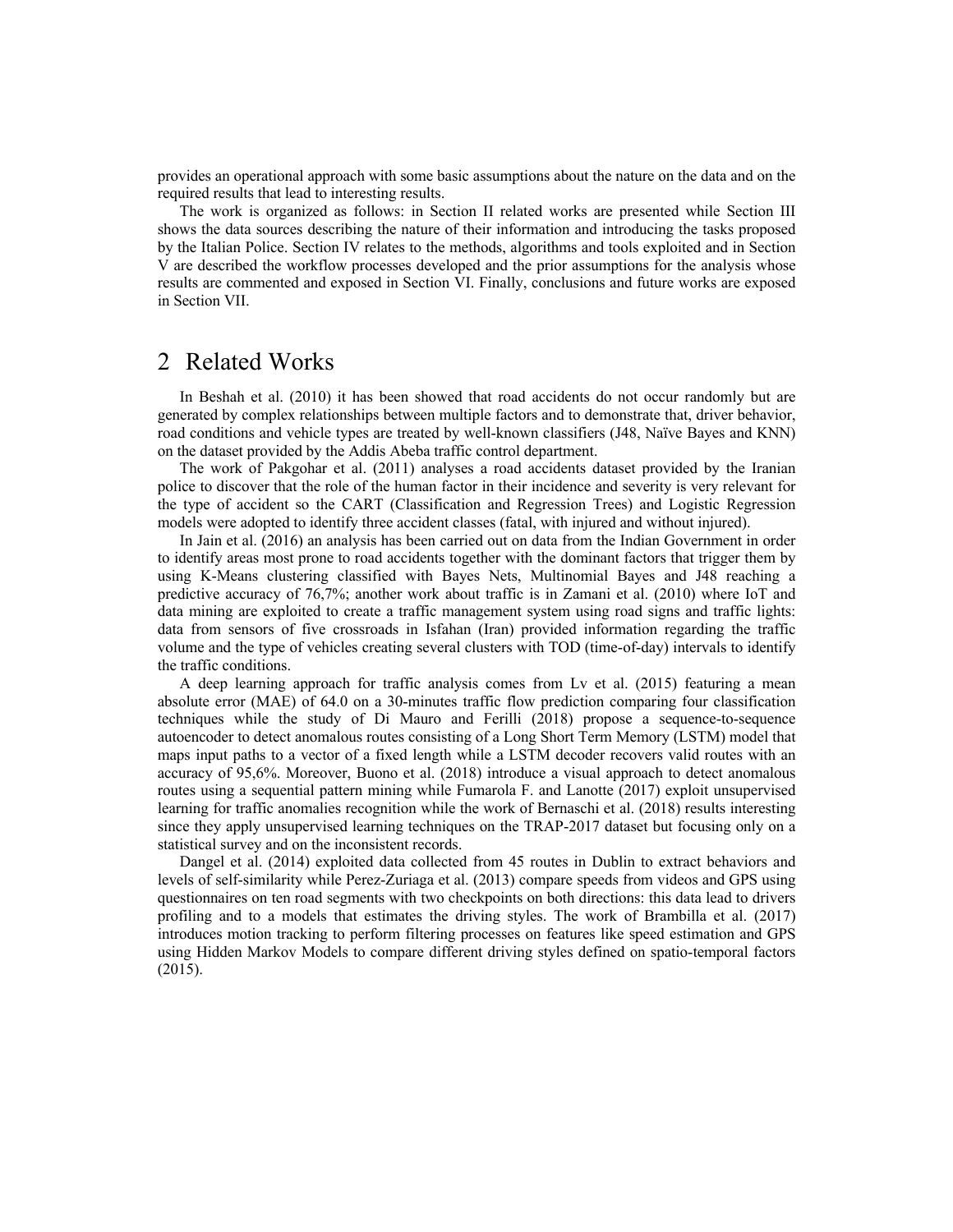provides an operational approach with some basic assumptions about the nature on the data and on the required results that lead to interesting results.

The work is organized as follows: in Section II related works are presented while Section III shows the data sources describing the nature of their information and introducing the tasks proposed by the Italian Police. Section IV relates to the methods, algorithms and tools exploited and in Section V are described the workflow processes developed and the prior assumptions for the analysis whose results are commented and exposed in Section VI. Finally, conclusions and future works are exposed in Section VII.

## 2 Related Works

In Beshah et al. (2010) it has been showed that road accidents do not occur randomly but are generated by complex relationships between multiple factors and to demonstrate that, driver behavior, road conditions and vehicle types are treated by well-known classifiers (J48, Naïve Bayes and KNN) on the dataset provided by the Addis Abeba traffic control department.

The work of Pakgohar et al. (2011) analyses a road accidents dataset provided by the Iranian police to discover that the role of the human factor in their incidence and severity is very relevant for the type of accident so the CART (Classification and Regression Trees) and Logistic Regression models were adopted to identify three accident classes (fatal, with injured and without injured).

In Jain et al. (2016) an analysis has been carried out on data from the Indian Government in order to identify areas most prone to road accidents together with the dominant factors that trigger them by using K-Means clustering classified with Bayes Nets, Multinomial Bayes and J48 reaching a predictive accuracy of 76,7%; another work about traffic is in Zamani et al. (2010) where IoT and data mining are exploited to create a traffic management system using road signs and traffic lights: data from sensors of five crossroads in Isfahan (Iran) provided information regarding the traffic volume and the type of vehicles creating several clusters with TOD (time-of-day) intervals to identify the traffic conditions.

A deep learning approach for traffic analysis comes from Lv et al. (2015) featuring a mean absolute error (MAE) of 64.0 on a 30-minutes traffic flow prediction comparing four classification techniques while the study of Di Mauro and Ferilli (2018) propose a sequence-to-sequence autoencoder to detect anomalous routes consisting of a Long Short Term Memory (LSTM) model that maps input paths to a vector of a fixed length while a LSTM decoder recovers valid routes with an accuracy of 95,6%. Moreover, Buono et al. (2018) introduce a visual approach to detect anomalous routes using a sequential pattern mining while Fumarola F. and Lanotte (2017) exploit unsupervised learning for traffic anomalies recognition while the work of Bernaschi et al. (2018) results interesting since they apply unsupervised learning techniques on the TRAP-2017 dataset but focusing only on a statistical survey and on the inconsistent records.

Dangel et al. (2014) exploited data collected from 45 routes in Dublin to extract behaviors and levels of self-similarity while Perez-Zuriaga et al. (2013) compare speeds from videos and GPS using questionnaires on ten road segments with two checkpoints on both directions: this data lead to drivers profiling and to a models that estimates the driving styles. The work of Brambilla et al. (2017) introduces motion tracking to perform filtering processes on features like speed estimation and GPS using Hidden Markov Models to compare different driving styles defined on spatio-temporal factors (2015).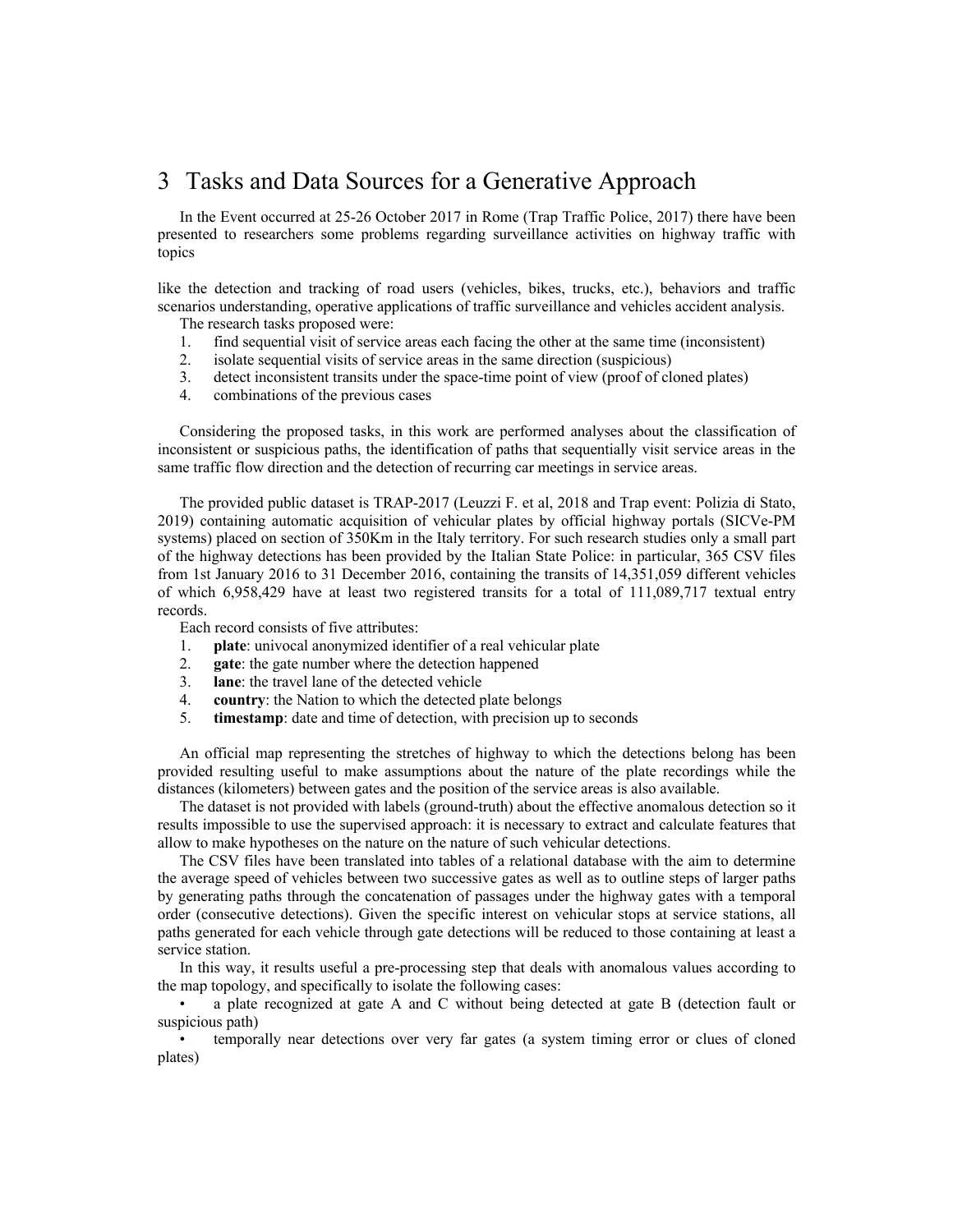# 3 Tasks and Data Sources for a Generative Approach

In the Event occurred at 25-26 October 2017 in Rome (Trap Traffic Police, 2017) there have been presented to researchers some problems regarding surveillance activities on highway traffic with topics

like the detection and tracking of road users (vehicles, bikes, trucks, etc.), behaviors and traffic scenarios understanding, operative applications of traffic surveillance and vehicles accident analysis.

The research tasks proposed were:

1. find sequential visit of service areas each facing the other at the same time (inconsistent)
2. isolate sequential visits of service areas in the same direction (suspicious)
3. detect inconsistent transits under the space-time point of view (proof of cloned plates)
4. combinations of the previous cases

Considering the proposed tasks, in this work are performed analyses about the classification of inconsistent or suspicious paths, the identification of paths that sequentially visit service areas in the same traffic flow direction and the detection of recurring car meetings in service areas.

The provided public dataset is TRAP-2017 (Leuzzi F. et al, 2018 and Trap event: Polizia di Stato, 2019) containing automatic acquisition of vehicular plates by official highway portals (SICVe-PM systems) placed on section of 350Km in the Italy territory. For such research studies only a small part of the highway detections has been provided by the Italian State Police: in particular, 365 CSV files from 1st January 2016 to 31 December 2016, containing the transits of 14,351,059 different vehicles of which 6,958,429 have at least two registered transits for a total of 111,089,717 textual entry records.

Each record consists of five attributes:

1. **plate**: univocal anonymized identifier of a real vehicular plate
2. **gate**: the gate number where the detection happened
3. **lane**: the travel lane of the detected vehicle
4. **country**: the Nation to which the detected plate belongs
5. **timestamp**: date and time of detection, with precision up to seconds

An official map representing the stretches of highway to which the detections belong has been provided resulting useful to make assumptions about the nature of the plate recordings while the distances (kilometers) between gates and the position of the service areas is also available.

The dataset is not provided with labels (ground-truth) about the effective anomalous detection so it results impossible to use the supervised approach: it is necessary to extract and calculate features that allow to make hypotheses on the nature on the nature of such vehicular detections.

The CSV files have been translated into tables of a relational database with the aim to determine the average speed of vehicles between two successive gates as well as to outline steps of larger paths by generating paths through the concatenation of passages under the highway gates with a temporal order (consecutive detections). Given the specific interest on vehicular stops at service stations, all paths generated for each vehicle through gate detections will be reduced to those containing at least a service station.

In this way, it results useful a pre-processing step that deals with anomalous values according to the map topology, and specifically to isolate the following cases:

- a plate recognized at gate A and C without being detected at gate B (detection fault or suspicious path)
- temporally near detections over very far gates (a system timing error or clues of cloned plates)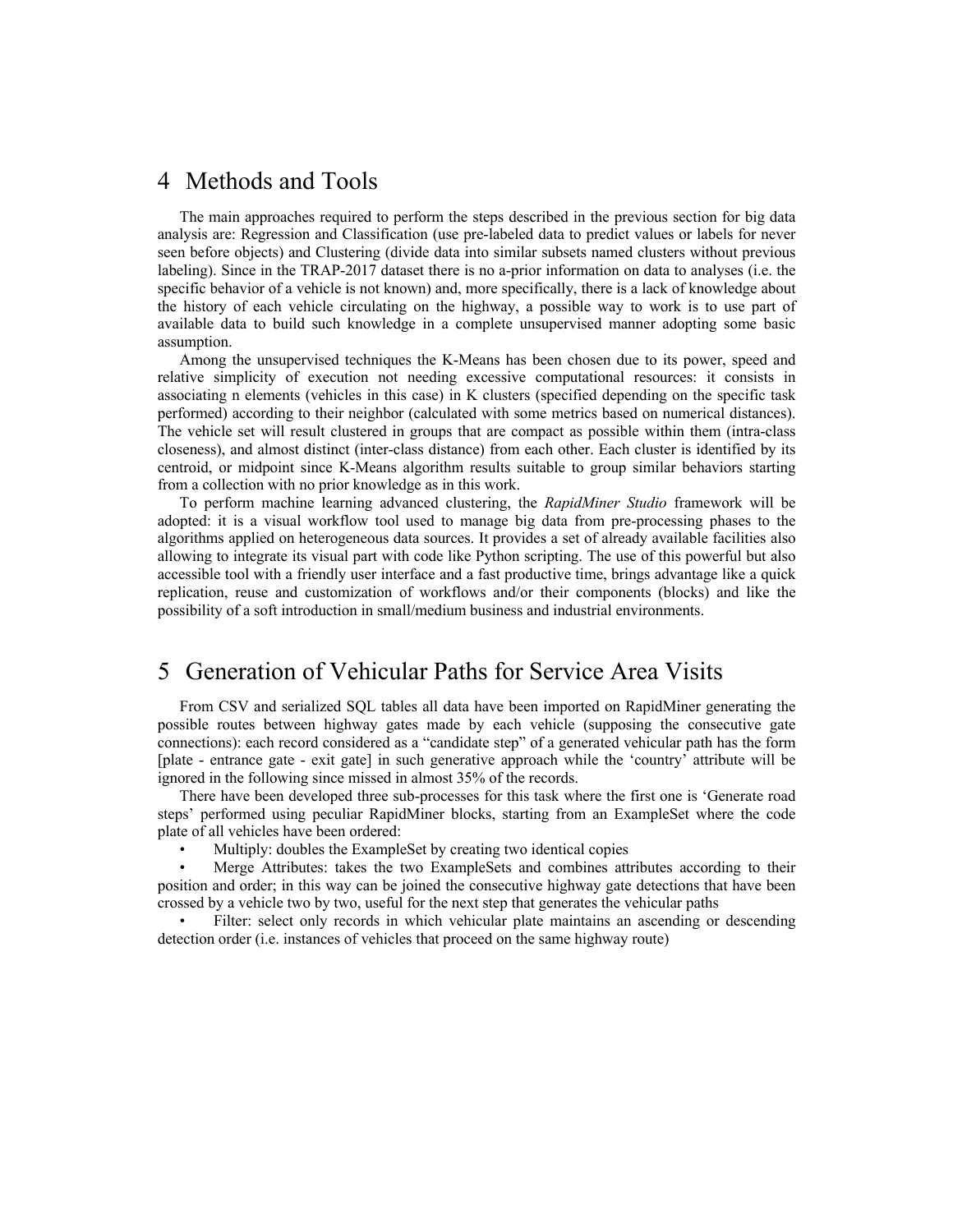# 4 Methods and Tools

The main approaches required to perform the steps described in the previous section for big data analysis are: Regression and Classification (use pre-labeled data to predict values or labels for never seen before objects) and Clustering (divide data into similar subsets named clusters without previous labeling). Since in the TRAP-2017 dataset there is no a-prior information on data to analyses (i.e. the specific behavior of a vehicle is not known) and, more specifically, there is a lack of knowledge about the history of each vehicle circulating on the highway, a possible way to work is to use part of available data to build such knowledge in a complete unsupervised manner adopting some basic assumption.

Among the unsupervised techniques the K-Means has been chosen due to its power, speed and relative simplicity of execution not needing excessive computational resources: it consists in associating n elements (vehicles in this case) in K clusters (specified depending on the specific task performed) according to their neighbor (calculated with some metrics based on numerical distances). The vehicle set will result clustered in groups that are compact as possible within them (intra-class closeness), and almost distinct (inter-class distance) from each other. Each cluster is identified by its centroid, or midpoint since K-Means algorithm results suitable to group similar behaviors starting from a collection with no prior knowledge as in this work.

To perform machine learning advanced clustering, the *RapidMiner Studio* framework will be adopted: it is a visual workflow tool used to manage big data from pre-processing phases to the algorithms applied on heterogeneous data sources. It provides a set of already available facilities also allowing to integrate its visual part with code like Python scripting. The use of this powerful but also accessible tool with a friendly user interface and a fast productive time, brings advantage like a quick replication, reuse and customization of workflows and/or their components (blocks) and like the possibility of a soft introduction in small/medium business and industrial environments.

# 5 Generation of Vehicular Paths for Service Area Visits

From CSV and serialized SQL tables all data have been imported on RapidMiner generating the possible routes between highway gates made by each vehicle (supposing the consecutive gate connections): each record considered as a "candidate step" of a generated vehicular path has the form [plate - entrance gate - exit gate] in such generative approach while the 'country' attribute will be ignored in the following since missed in almost 35% of the records.

There have been developed three sub-processes for this task where the first one is 'Generate road steps' performed using peculiar RapidMiner blocks, starting from an ExampleSet where the code plate of all vehicles have been ordered:

- Multiply: doubles the ExampleSet by creating two identical copies
- Merge Attributes: takes the two ExampleSets and combines attributes according to their position and order; in this way can be joined the consecutive highway gate detections that have been crossed by a vehicle two by two, useful for the next step that generates the vehicular paths
- Filter: select only records in which vehicular plate maintains an ascending or descending detection order (i.e. instances of vehicles that proceed on the same highway route)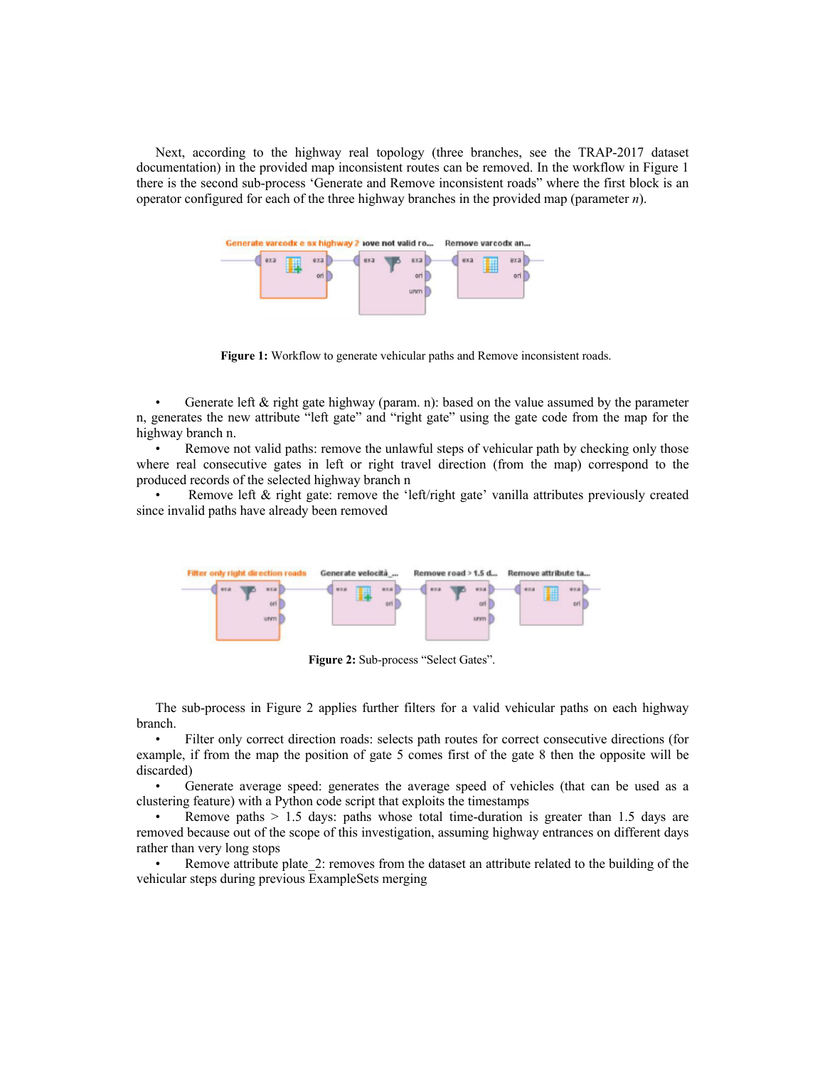Next, according to the highway real topology (three branches, see the TRAP-2017 dataset documentation) in the provided map inconsistent routes can be removed. In the workflow in Figure 1 there is the second sub-process 'Generate and Remove inconsistent roads" where the first block is an operator configured for each of the three highway branches in the provided map (parameter *n*).

**Figure 1:** Workflow to generate vehicular paths and Remove inconsistent roads.

- Generate left & right gate highway (param. n): based on the value assumed by the parameter n, generates the new attribute "left gate" and "right gate" using the gate code from the map for the highway branch n.
- Remove not valid paths: remove the unlawful steps of vehicular path by checking only those where real consecutive gates in left or right travel direction (from the map) correspond to the produced records of the selected highway branch n
- Remove left & right gate: remove the 'left/right gate' vanilla attributes previously created since invalid paths have already been removed

**Figure 2:** Sub-process "Select Gates".

The sub-process in Figure 2 applies further filters for a valid vehicular paths on each highway branch.

- Filter only correct direction roads: selects path routes for correct consecutive directions (for example, if from the map the position of gate 5 comes first of the gate 8 then the opposite will be discarded)
- Generate average speed: generates the average speed of vehicles (that can be used as a clustering feature) with a Python code script that exploits the timestamps
- Remove paths > 1.5 days: paths whose total time-duration is greater than 1.5 days are removed because out of the scope of this investigation, assuming highway entrances on different days rather than very long stops
- Remove attribute plate_2: removes from the dataset an attribute related to the building of the vehicular steps during previous ExampleSets merging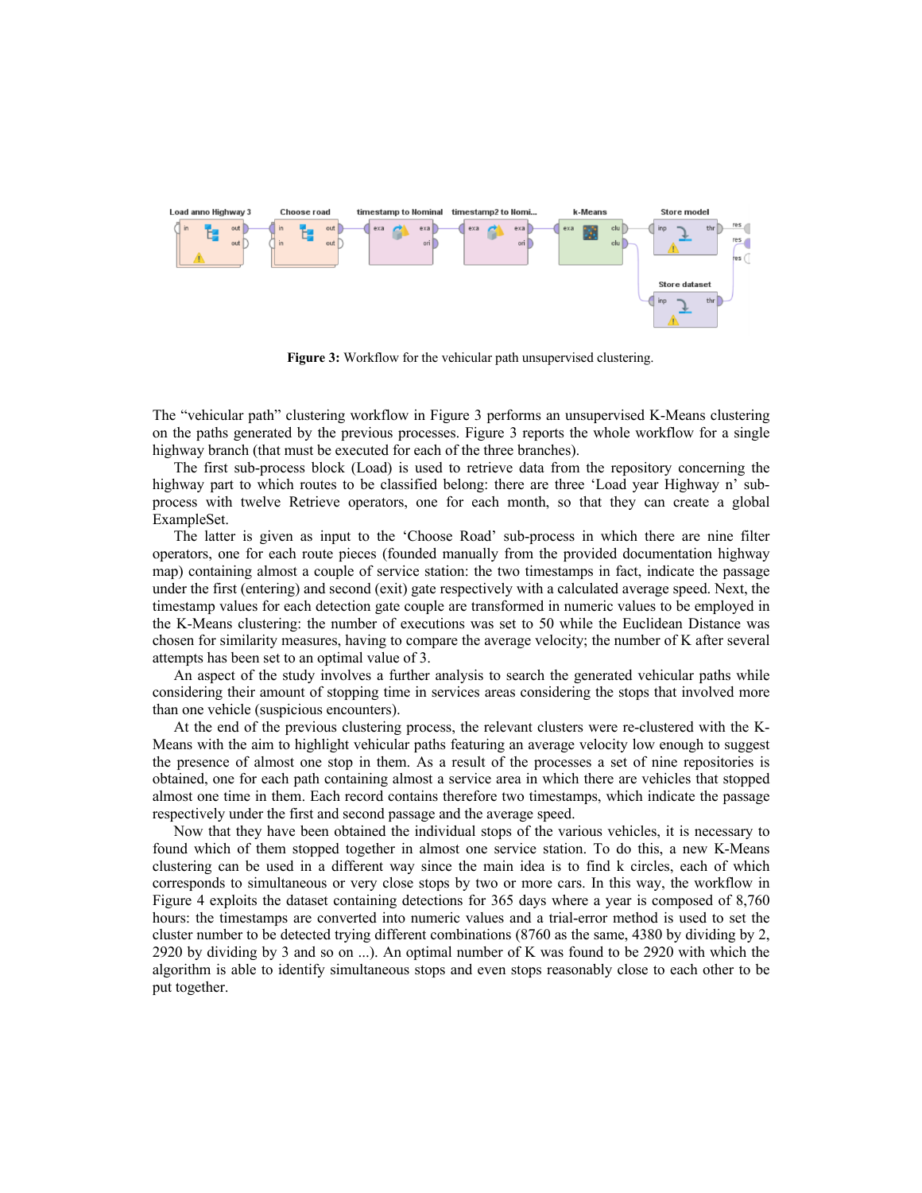**Figure 3:** Workflow for the vehicular path unsupervised clustering.

The “vehicular path” clustering workflow in Figure 3 performs an unsupervised K-Means clustering on the paths generated by the previous processes. Figure 3 reports the whole workflow for a single highway branch (that must be executed for each of the three branches).

The first sub-process block (Load) is used to retrieve data from the repository concerning the highway part to which routes to be classified belong: there are three ‘Load year Highway n’ sub-process with twelve Retrieve operators, one for each month, so that they can create a global ExampleSet.

The latter is given as input to the ‘Choose Road’ sub-process in which there are nine filter operators, one for each route pieces (founded manually from the provided documentation highway map) containing almost a couple of service station: the two timestamps in fact, indicate the passage under the first (entering) and second (exit) gate respectively with a calculated average speed. Next, the timestamp values for each detection gate couple are transformed in numeric values to be employed in the K-Means clustering: the number of executions was set to 50 while the Euclidean Distance was chosen for similarity measures, having to compare the average velocity; the number of K after several attempts has been set to an optimal value of 3.

An aspect of the study involves a further analysis to search the generated vehicular paths while considering their amount of stopping time in services areas considering the stops that involved more than one vehicle (suspicious encounters).

At the end of the previous clustering process, the relevant clusters were re-clustered with the K-Means with the aim to highlight vehicular paths featuring an average velocity low enough to suggest the presence of almost one stop in them. As a result of the processes a set of nine repositories is obtained, one for each path containing almost a service area in which there are vehicles that stopped almost one time in them. Each record contains therefore two timestamps, which indicate the passage respectively under the first and second passage and the average speed.

Now that they have been obtained the individual stops of the various vehicles, it is necessary to found which of them stopped together in almost one service station. To do this, a new K-Means clustering can be used in a different way since the main idea is to find k circles, each of which corresponds to simultaneous or very close stops by two or more cars. In this way, the workflow in Figure 4 exploits the dataset containing detections for 365 days where a year is composed of 8,760 hours: the timestamps are converted into numeric values and a trial-error method is used to set the cluster number to be detected trying different combinations (8760 as the same, 4380 by dividing by 2, 2920 by dividing by 3 and so on ...). An optimal number of K was found to be 2920 with which the algorithm is able to identify simultaneous stops and even stops reasonably close to each other to be put together.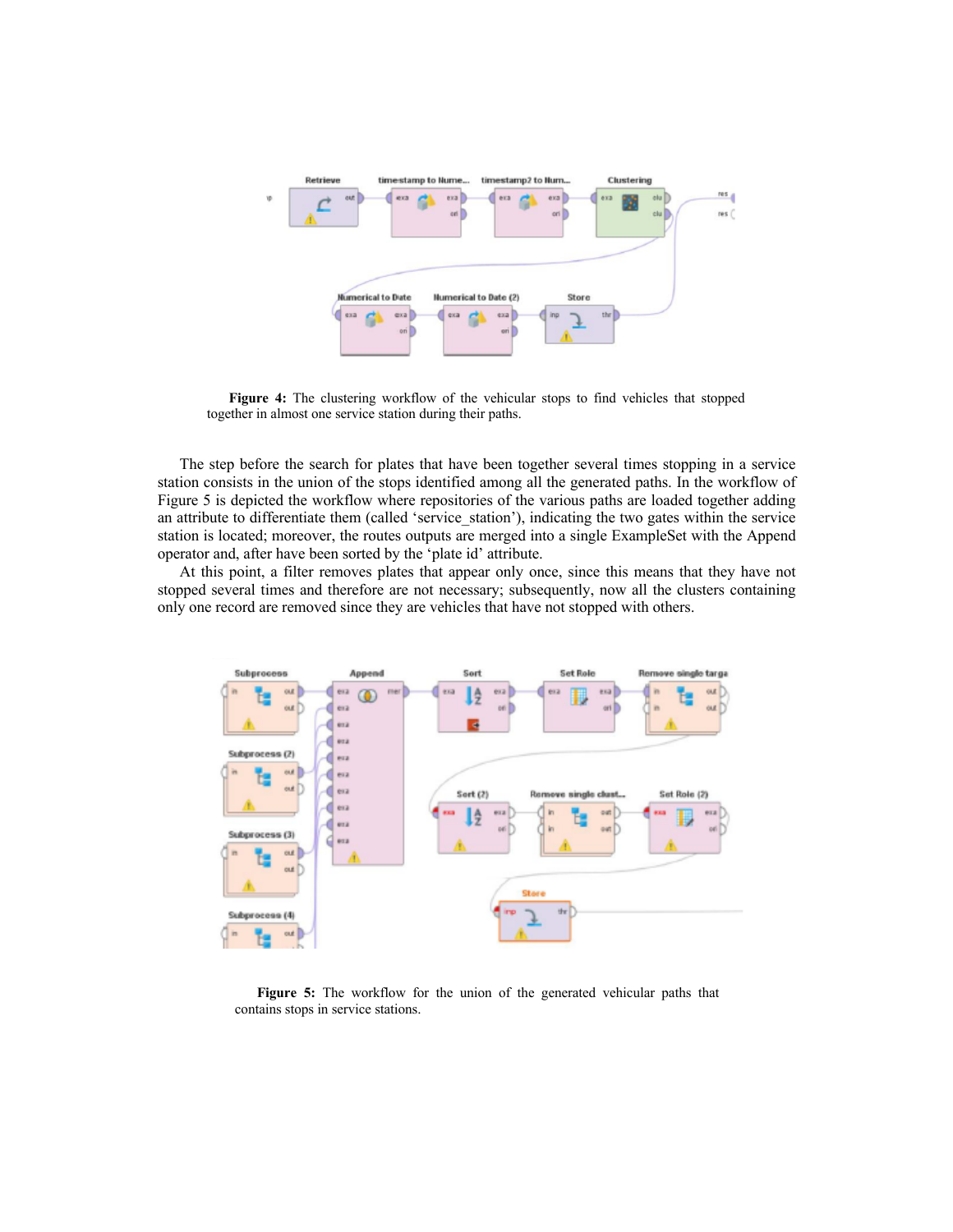**Figure 4:** The clustering workflow of the vehicular stops to find vehicles that stopped together in almost one service station during their paths.

The step before the search for plates that have been together several times stopping in a service station consists in the union of the stops identified among all the generated paths. In the workflow of Figure 5 is depicted the workflow where repositories of the various paths are loaded together adding an attribute to differentiate them (called 'service_station'), indicating the two gates within the service station is located; moreover, the routes outputs are merged into a single ExampleSet with the Append operator and, after have been sorted by the 'plate id' attribute.

At this point, a filter removes plates that appear only once, since this means that they have not stopped several times and therefore are not necessary; subsequently, now all the clusters containing only one record are removed since they are vehicles that have not stopped with others.

**Figure 5:** The workflow for the union of the generated vehicular paths that contains stops in service stations.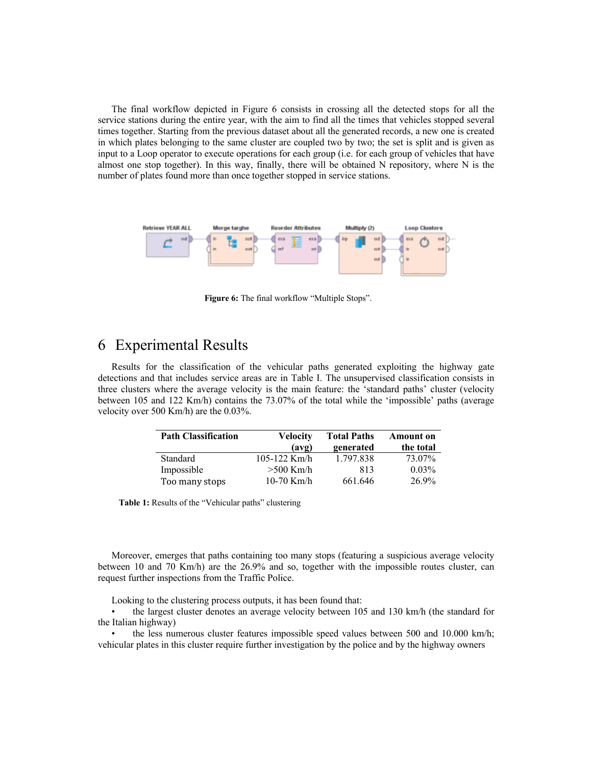The final workflow depicted in Figure 6 consists in crossing all the detected stops for all the service stations during the entire year, with the aim to find all the times that vehicles stopped several times together. Starting from the previous dataset about all the generated records, a new one is created in which plates belonging to the same cluster are coupled two by two; the set is split and is given as input to a Loop operator to execute operations for each group (i.e. for each group of vehicles that have almost one stop together). In this way, finally, there will be obtained N repository, where N is the number of plates found more than once together stopped in service stations.

**Figure 6:** The final workflow "Multiple Stops".

# 6 Experimental Results

Results for the classification of the vehicular paths generated exploiting the highway gate detections and that includes service areas are in Table I. The unsupervised classification consists in three clusters where the average velocity is the main feature: the 'standard paths' cluster (velocity between 105 and 122 Km/h) contains the 73.07% of the total while the 'impossible' paths (average velocity over 500 Km/h) are the 0.03%.

| Path Classification | Velocity (avg) | Total Paths generated | Amount on the total |
|---|---|---|---|
| Standard | 105-122 Km/h | 1.797.838 | 73.07% |
| Impossible | >500 Km/h | 813 | 0.03% |
| Too many stops | 10-70 Km/h | 661.646 | 26.9% |

**Table 1:** Results of the "Vehicular paths" clustering

Moreover, emerges that paths containing too many stops (featuring a suspicious average velocity between 10 and 70 Km/h) are the 26.9% and so, together with the impossible routes cluster, can request further inspections from the Traffic Police.

Looking to the clustering process outputs, it has been found that:

- the largest cluster denotes an average velocity between 105 and 130 km/h (the standard for the Italian highway)
- the less numerous cluster features impossible speed values between 500 and 10.000 km/h; vehicular plates in this cluster require further investigation by the police and by the highway owners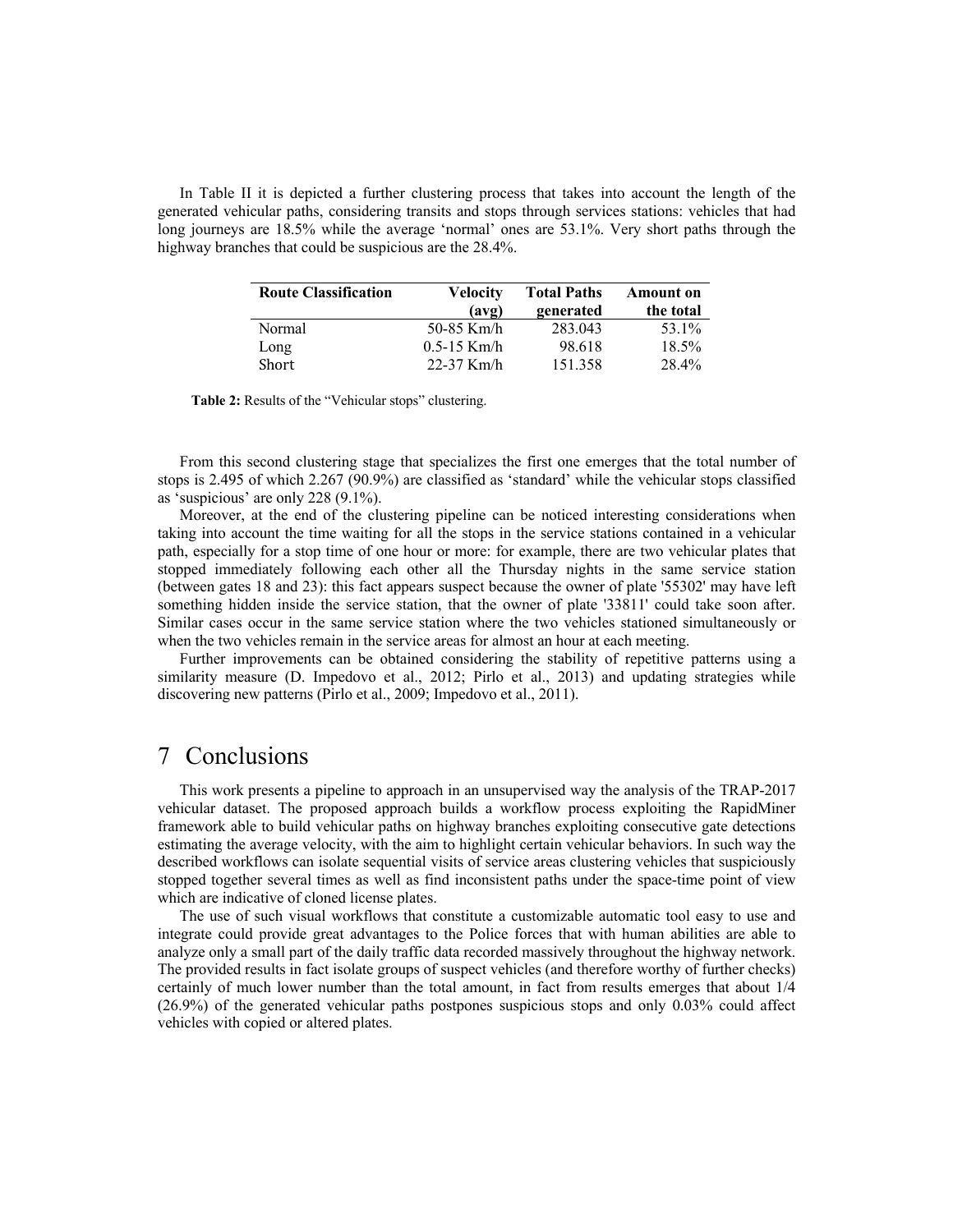In Table II it is depicted a further clustering process that takes into account the length of the generated vehicular paths, considering transits and stops through services stations: vehicles that had long journeys are 18.5% while the average 'normal' ones are 53.1%. Very short paths through the highway branches that could be suspicious are the 28.4%.

| Route Classification | Velocity (avg) | Total Paths generated | Amount on the total |
|---|---|---|---|
| Normal | 50-85 Km/h | 283.043 | 53.1% |
| Long | 0.5-15 Km/h | 98.618 | 18.5% |
| Short | 22-37 Km/h | 151.358 | 28.4% |

**Table 2:** Results of the "Vehicular stops" clustering.

From this second clustering stage that specializes the first one emerges that the total number of stops is 2.495 of which 2.267 (90.9%) are classified as 'standard' while the vehicular stops classified as 'suspicious' are only 228 (9.1%).

Moreover, at the end of the clustering pipeline can be noticed interesting considerations when taking into account the time waiting for all the stops in the service stations contained in a vehicular path, especially for a stop time of one hour or more: for example, there are two vehicular plates that stopped immediately following each other all the Thursday nights in the same service station (between gates 18 and 23): this fact appears suspect because the owner of plate '55302' may have left something hidden inside the service station, that the owner of plate '33811' could take soon after. Similar cases occur in the same service station where the two vehicles stationed simultaneously or when the two vehicles remain in the service areas for almost an hour at each meeting.

Further improvements can be obtained considering the stability of repetitive patterns using a similarity measure (D. Impedovo et al., 2012; Pirlo et al., 2013) and updating strategies while discovering new patterns (Pirlo et al., 2009; Impedovo et al., 2011).

# 7 Conclusions

This work presents a pipeline to approach in an unsupervised way the analysis of the TRAP-2017 vehicular dataset. The proposed approach builds a workflow process exploiting the RapidMiner framework able to build vehicular paths on highway branches exploiting consecutive gate detections estimating the average velocity, with the aim to highlight certain vehicular behaviors. In such way the described workflows can isolate sequential visits of service areas clustering vehicles that suspiciously stopped together several times as well as find inconsistent paths under the space-time point of view which are indicative of cloned license plates.

The use of such visual workflows that constitute a customizable automatic tool easy to use and integrate could provide great advantages to the Police forces that with human abilities are able to analyze only a small part of the daily traffic data recorded massively throughout the highway network. The provided results in fact isolate groups of suspect vehicles (and therefore worthy of further checks) certainly of much lower number than the total amount, in fact from results emerges that about 1/4 (26.9%) of the generated vehicular paths postpones suspicious stops and only 0.03% could affect vehicles with copied or altered plates.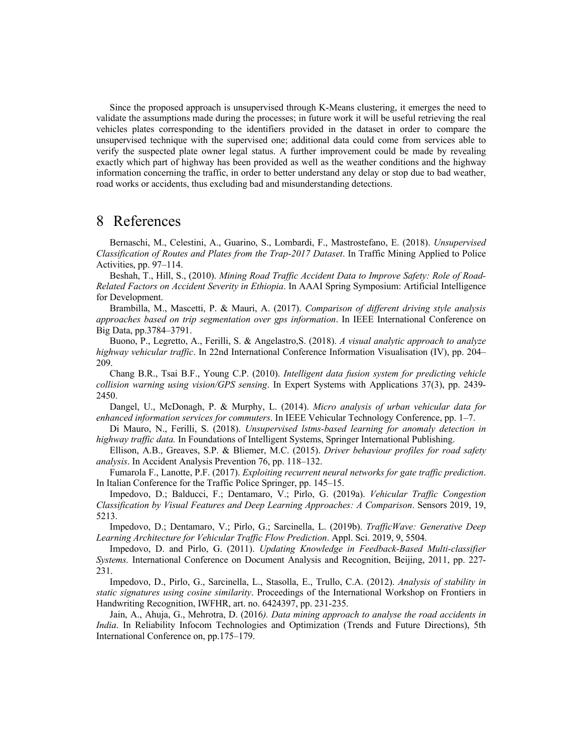Since the proposed approach is unsupervised through K-Means clustering, it emerges the need to validate the assumptions made during the processes; in future work it will be useful retrieving the real vehicles plates corresponding to the identifiers provided in the dataset in order to compare the unsupervised technique with the supervised one; additional data could come from services able to verify the suspected plate owner legal status. A further improvement could be made by revealing exactly which part of highway has been provided as well as the weather conditions and the highway information concerning the traffic, in order to better understand any delay or stop due to bad weather, road works or accidents, thus excluding bad and misunderstanding detections.

# 8 References

Bernaschi, M., Celestini, A., Guarino, S., Lombardi, F., Mastrostefano, E. (2018). *Unsupervised Classification of Routes and Plates from the Trap-2017 Dataset*. In Traffic Mining Applied to Police Activities, pp. 97–114.

Beshah, T., Hill, S., (2010). *Mining Road Traffic Accident Data to Improve Safety: Role of Road-Related Factors on Accident Severity in Ethiopia*. In AAAI Spring Symposium: Artificial Intelligence for Development.

Brambilla, M., Mascetti, P. & Mauri, A. (2017). *Comparison of different driving style analysis approaches based on trip segmentation over gps information*. In IEEE International Conference on Big Data, pp.3784–3791.

Buono, P., Legretto, A., Ferilli, S. & Angelastro,S. (2018). *A visual analytic approach to analyze highway vehicular traffic*. In 22nd International Conference Information Visualisation (IV), pp. 204–209.

Chang B.R., Tsai B.F., Young C.P. (2010). *Intelligent data fusion system for predicting vehicle collision warning using vision/GPS sensing*. In Expert Systems with Applications 37(3), pp. 2439-2450.

Dangel, U., McDonagh, P. & Murphy, L. (2014). *Micro analysis of urban vehicular data for enhanced information services for commuters*. In IEEE Vehicular Technology Conference, pp. 1–7.

Di Mauro, N., Ferilli, S. (2018). *Unsupervised lstms-based learning for anomaly detection in highway traffic data.* In Foundations of Intelligent Systems, Springer International Publishing.

Ellison, A.B., Greaves, S.P. & Bliemer, M.C. (2015). *Driver behaviour profiles for road safety analysis*. In Accident Analysis Prevention 76, pp. 118–132.

Fumarola F., Lanotte, P.F. (2017). *Exploiting recurrent neural networks for gate traffic prediction*. In Italian Conference for the Traffic Police Springer, pp. 145–15.

Impedovo, D.; Balducci, F.; Dentamaro, V.; Pirlo, G. (2019a). *Vehicular Traffic Congestion Classification by Visual Features and Deep Learning Approaches: A Comparison*. Sensors 2019, 19, 5213.

Impedovo, D.; Dentamaro, V.; Pirlo, G.; Sarcinella, L. (2019b). *TrafficWave: Generative Deep Learning Architecture for Vehicular Traffic Flow Prediction*. Appl. Sci. 2019, 9, 5504.

Impedovo, D. and Pirlo, G. (2011). *Updating Knowledge in Feedback-Based Multi-classifier Systems.* International Conference on Document Analysis and Recognition, Beijing, 2011, pp. 227-231.

Impedovo, D., Pirlo, G., Sarcinella, L., Stasolla, E., Trullo, C.A. (2012). *Analysis of stability in static signatures using cosine similarity*. Proceedings of the International Workshop on Frontiers in Handwriting Recognition, IWFHR, art. no. 6424397, pp. 231-235.

Jain, A., Ahuja, G., Mehrotra, D. (2016*). Data mining approach to analyse the road accidents in India*. In Reliability Infocom Technologies and Optimization (Trends and Future Directions), 5th International Conference on, pp.175–179.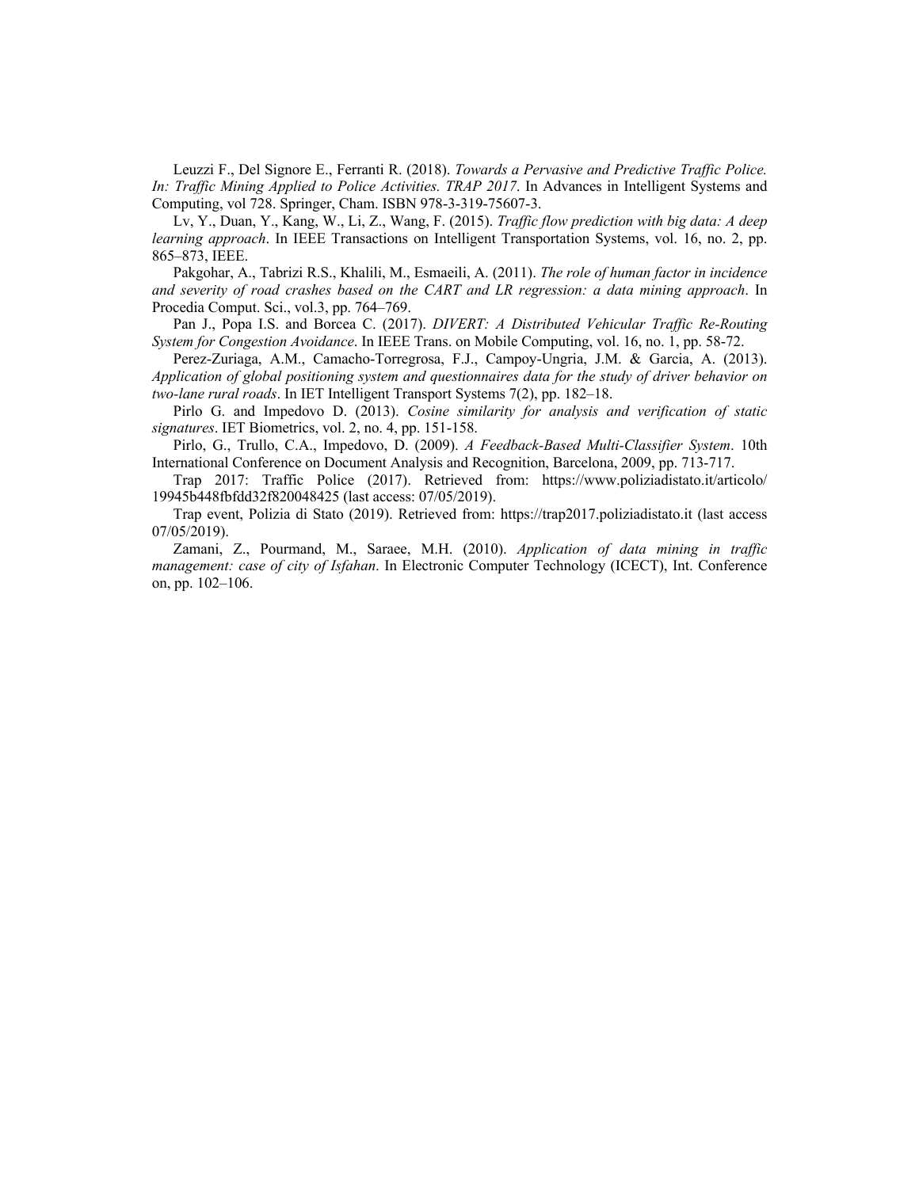Leuzzi F., Del Signore E., Ferranti R. (2018). *Towards a Pervasive and Predictive Traffic Police. In: Traffic Mining Applied to Police Activities. TRAP 2017*. In Advances in Intelligent Systems and Computing, vol 728. Springer, Cham. ISBN 978-3-319-75607-3.

Lv, Y., Duan, Y., Kang, W., Li, Z., Wang, F. (2015). *Traffic flow prediction with big data: A deep learning approach*. In IEEE Transactions on Intelligent Transportation Systems, vol. 16, no. 2, pp. 865–873, IEEE.

Pakgohar, A., Tabrizi R.S., Khalili, M., Esmaeili, A. (2011). *The role of human factor in incidence and severity of road crashes based on the CART and LR regression: a data mining approach*. In Procedia Comput. Sci., vol.3, pp. 764–769.

Pan J., Popa I.S. and Borcea C. (2017). *DIVERT: A Distributed Vehicular Traffic Re-Routing System for Congestion Avoidance*. In IEEE Trans. on Mobile Computing, vol. 16, no. 1, pp. 58-72.

Perez-Zuriaga, A.M., Camacho-Torregrosa, F.J., Campoy-Ungria, J.M. & Garcia, A. (2013). *Application of global positioning system and questionnaires data for the study of driver behavior on two-lane rural roads*. In IET Intelligent Transport Systems 7(2), pp. 182–18.

Pirlo G. and Impedovo D. (2013). *Cosine similarity for analysis and verification of static signatures*. IET Biometrics, vol. 2, no. 4, pp. 151-158.

Pirlo, G., Trullo, C.A., Impedovo, D. (2009). *A Feedback-Based Multi-Classifier System*. 10th International Conference on Document Analysis and Recognition, Barcelona, 2009, pp. 713-717.

Trap 2017: Traffic Police (2017). Retrieved from: https://www.poliziadistato.it/articolo/19945b448fbfdd32f820048425 (last access: 07/05/2019).

Trap event, Polizia di Stato (2019). Retrieved from: https://trap2017.poliziadistato.it (last access 07/05/2019).

Zamani, Z., Pourmand, M., Saraee, M.H. (2010). *Application of data mining in traffic management: case of city of Isfahan*. In Electronic Computer Technology (ICECT), Int. Conference on, pp. 102–106.